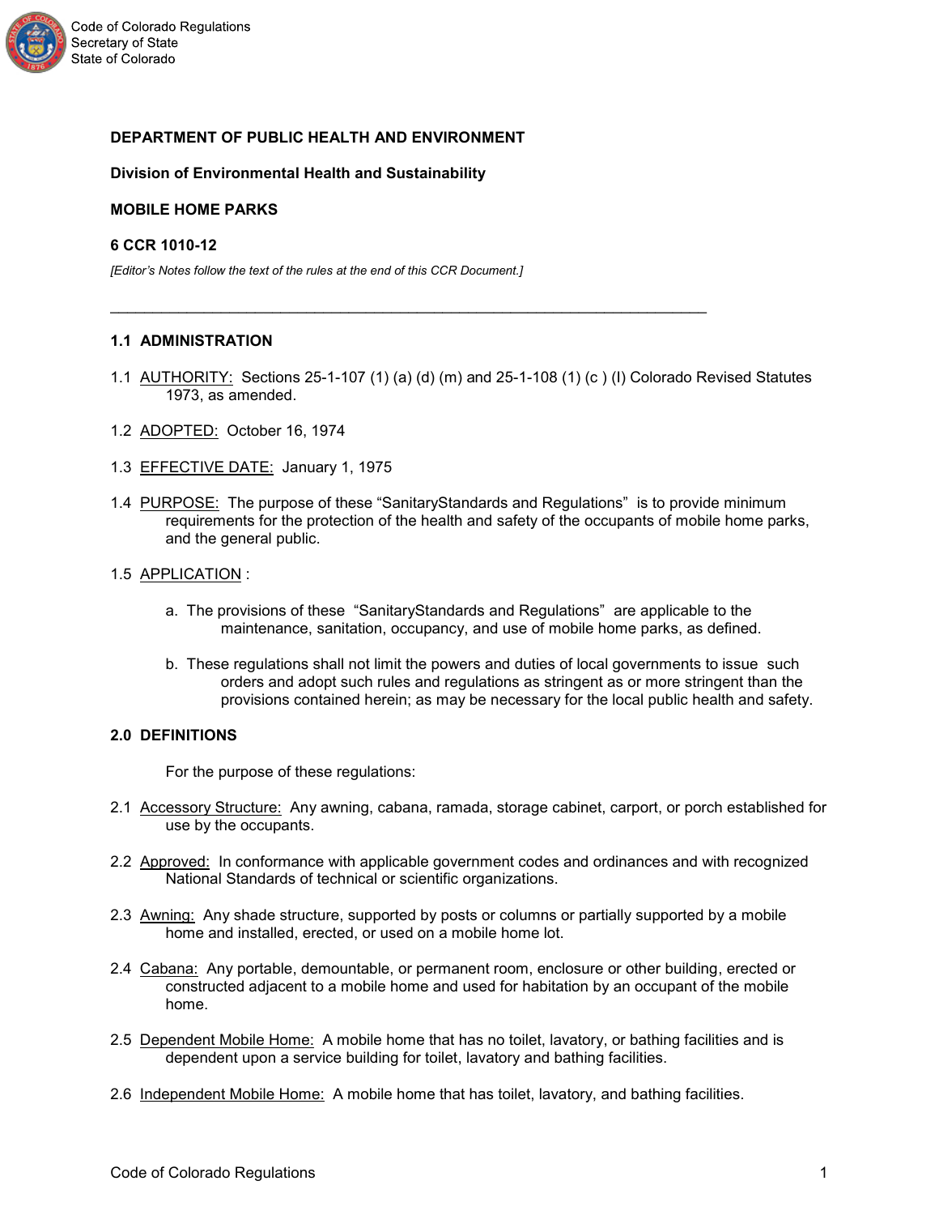**DEPARTMENT OF PUBLIC HEALTH AND ENVIRONMENT**

**Division of Environmental Health and Sustainability**

**MOBILE HOME PARKS**

**6 CCR 1010-12**

*[Editor's Notes follow the text of the rules at the end of this CCR Document.]*

---

## 1.1 ADMINISTRATION

1.1 <u>AUTHORITY:</u> Sections 25-1-107 (1) (a) (d) (m) and 25-1-108 (1) (c ) (I) Colorado Revised Statutes 1973, as amended.

1.2 <u>ADOPTED:</u> October 16, 1974

1.3 <u>EFFECTIVE DATE:</u> January 1, 1975

1.4 <u>PURPOSE:</u> The purpose of these "SanitaryStandards and Regulations" is to provide minimum requirements for the protection of the health and safety of the occupants of mobile home parks, and the general public.

1.5 <u>APPLICATION</u> :

a. The provisions of these "SanitaryStandards and Regulations" are applicable to the maintenance, sanitation, occupancy, and use of mobile home parks, as defined.

b. These regulations shall not limit the powers and duties of local governments to issue such orders and adopt such rules and regulations as stringent as or more stringent than the provisions contained herein; as may be necessary for the local public health and safety.

## 2.0 DEFINITIONS

For the purpose of these regulations:

2.1 <u>Accessory Structure:</u> Any awning, cabana, ramada, storage cabinet, carport, or porch established for use by the occupants.

2.2 <u>Approved:</u> In conformance with applicable government codes and ordinances and with recognized National Standards of technical or scientific organizations.

2.3 <u>Awning:</u> Any shade structure, supported by posts or columns or partially supported by a mobile home and installed, erected, or used on a mobile home lot.

2.4 <u>Cabana:</u> Any portable, demountable, or permanent room, enclosure or other building, erected or constructed adjacent to a mobile home and used for habitation by an occupant of the mobile home.

2.5 <u>Dependent Mobile Home:</u> A mobile home that has no toilet, lavatory, or bathing facilities and is dependent upon a service building for toilet, lavatory and bathing facilities.

2.6 <u>Independent Mobile Home:</u> A mobile home that has toilet, lavatory, and bathing facilities.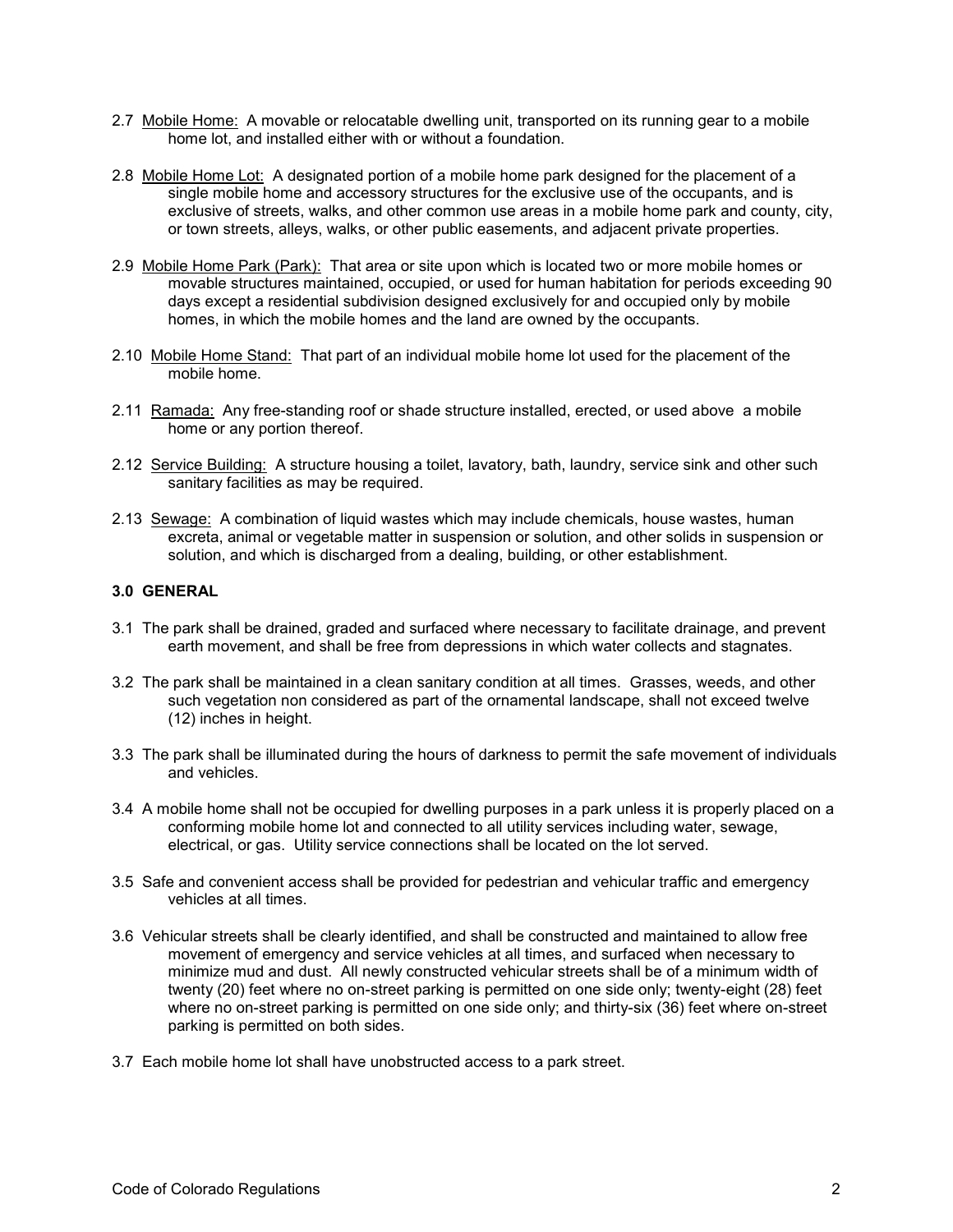2.7 Mobile Home: A movable or relocatable dwelling unit, transported on its running gear to a mobile home lot, and installed either with or without a foundation.

2.8 Mobile Home Lot: A designated portion of a mobile home park designed for the placement of a single mobile home and accessory structures for the exclusive use of the occupants, and is exclusive of streets, walks, and other common use areas in a mobile home park and county, city, or town streets, alleys, walks, or other public easements, and adjacent private properties.

2.9 Mobile Home Park (Park): That area or site upon which is located two or more mobile homes or movable structures maintained, occupied, or used for human habitation for periods exceeding 90 days except a residential subdivision designed exclusively for and occupied only by mobile homes, in which the mobile homes and the land are owned by the occupants.

2.10 Mobile Home Stand: That part of an individual mobile home lot used for the placement of the mobile home.

2.11 Ramada: Any free-standing roof or shade structure installed, erected, or used above a mobile home or any portion thereof.

2.12 Service Building: A structure housing a toilet, lavatory, bath, laundry, service sink and other such sanitary facilities as may be required.

2.13 Sewage: A combination of liquid wastes which may include chemicals, house wastes, human excreta, animal or vegetable matter in suspension or solution, and other solids in suspension or solution, and which is discharged from a dealing, building, or other establishment.

## 3.0 GENERAL

3.1 The park shall be drained, graded and surfaced where necessary to facilitate drainage, and prevent earth movement, and shall be free from depressions in which water collects and stagnates.

3.2 The park shall be maintained in a clean sanitary condition at all times. Grasses, weeds, and other such vegetation non considered as part of the ornamental landscape, shall not exceed twelve (12) inches in height.

3.3 The park shall be illuminated during the hours of darkness to permit the safe movement of individuals and vehicles.

3.4 A mobile home shall not be occupied for dwelling purposes in a park unless it is properly placed on a conforming mobile home lot and connected to all utility services including water, sewage, electrical, or gas. Utility service connections shall be located on the lot served.

3.5 Safe and convenient access shall be provided for pedestrian and vehicular traffic and emergency vehicles at all times.

3.6 Vehicular streets shall be clearly identified, and shall be constructed and maintained to allow free movement of emergency and service vehicles at all times, and surfaced when necessary to minimize mud and dust. All newly constructed vehicular streets shall be of a minimum width of twenty (20) feet where no on-street parking is permitted on one side only; twenty-eight (28) feet where no on-street parking is permitted on one side only; and thirty-six (36) feet where on-street parking is permitted on both sides.

3.7 Each mobile home lot shall have unobstructed access to a park street.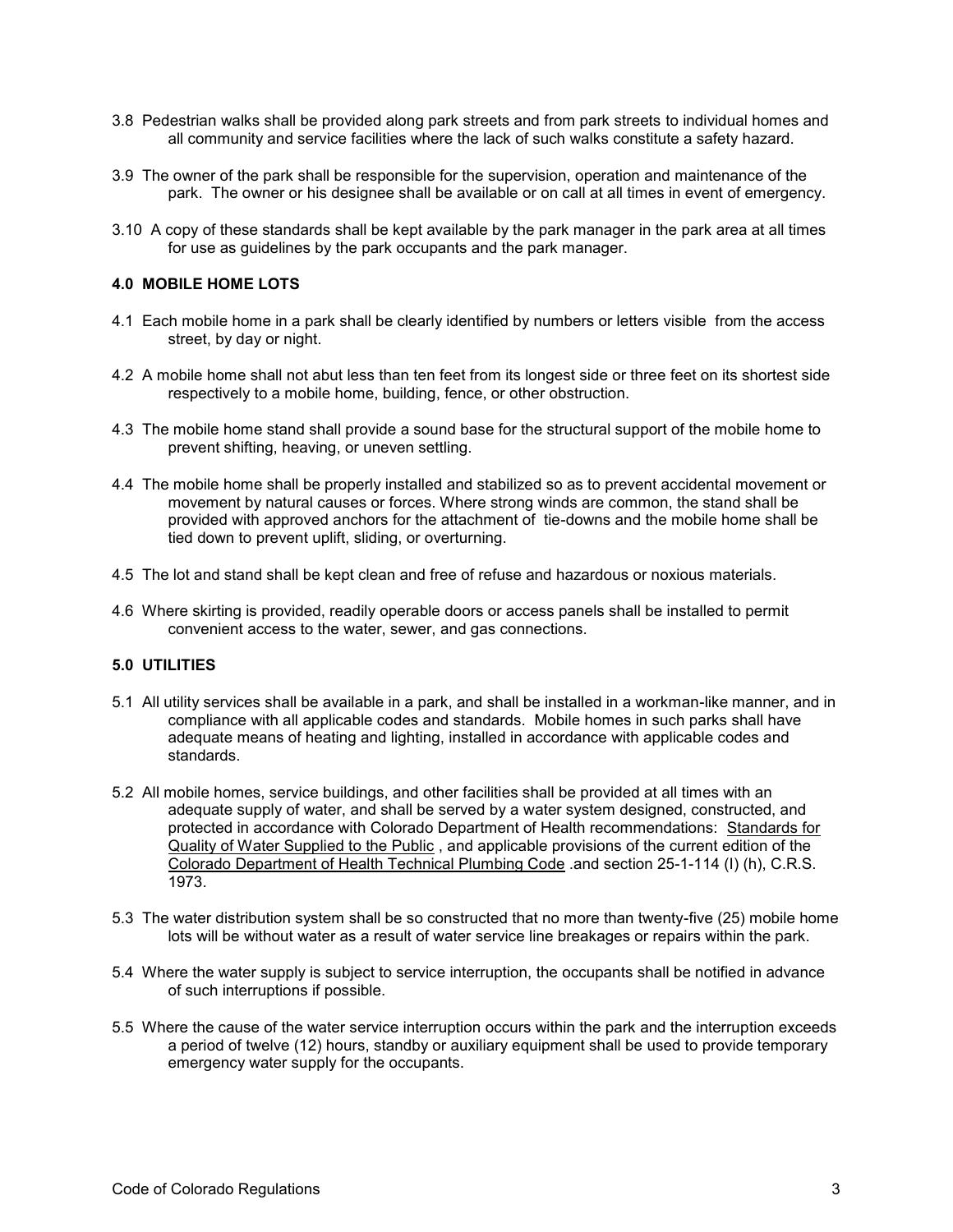3.8 Pedestrian walks shall be provided along park streets and from park streets to individual homes and all community and service facilities where the lack of such walks constitute a safety hazard.

3.9 The owner of the park shall be responsible for the supervision, operation and maintenance of the park. The owner or his designee shall be available or on call at all times in event of emergency.

3.10 A copy of these standards shall be kept available by the park manager in the park area at all times for use as guidelines by the park occupants and the park manager.

**4.0 MOBILE HOME LOTS**

4.1 Each mobile home in a park shall be clearly identified by numbers or letters visible from the access street, by day or night.

4.2 A mobile home shall not abut less than ten feet from its longest side or three feet on its shortest side respectively to a mobile home, building, fence, or other obstruction.

4.3 The mobile home stand shall provide a sound base for the structural support of the mobile home to prevent shifting, heaving, or uneven settling.

4.4 The mobile home shall be properly installed and stabilized so as to prevent accidental movement or movement by natural causes or forces. Where strong winds are common, the stand shall be provided with approved anchors for the attachment of tie-downs and the mobile home shall be tied down to prevent uplift, sliding, or overturning.

4.5 The lot and stand shall be kept clean and free of refuse and hazardous or noxious materials.

4.6 Where skirting is provided, readily operable doors or access panels shall be installed to permit convenient access to the water, sewer, and gas connections.

**5.0 UTILITIES**

5.1 All utility services shall be available in a park, and shall be installed in a workman-like manner, and in compliance with all applicable codes and standards. Mobile homes in such parks shall have adequate means of heating and lighting, installed in accordance with applicable codes and standards.

5.2 All mobile homes, service buildings, and other facilities shall be provided at all times with an adequate supply of water, and shall be served by a water system designed, constructed, and protected in accordance with Colorado Department of Health recommendations: Standards for Quality of Water Supplied to the Public , and applicable provisions of the current edition of the Colorado Department of Health Technical Plumbing Code .and section 25-1-114 (I) (h), C.R.S. 1973.

5.3 The water distribution system shall be so constructed that no more than twenty-five (25) mobile home lots will be without water as a result of water service line breakages or repairs within the park.

5.4 Where the water supply is subject to service interruption, the occupants shall be notified in advance of such interruptions if possible.

5.5 Where the cause of the water service interruption occurs within the park and the interruption exceeds a period of twelve (12) hours, standby or auxiliary equipment shall be used to provide temporary emergency water supply for the occupants.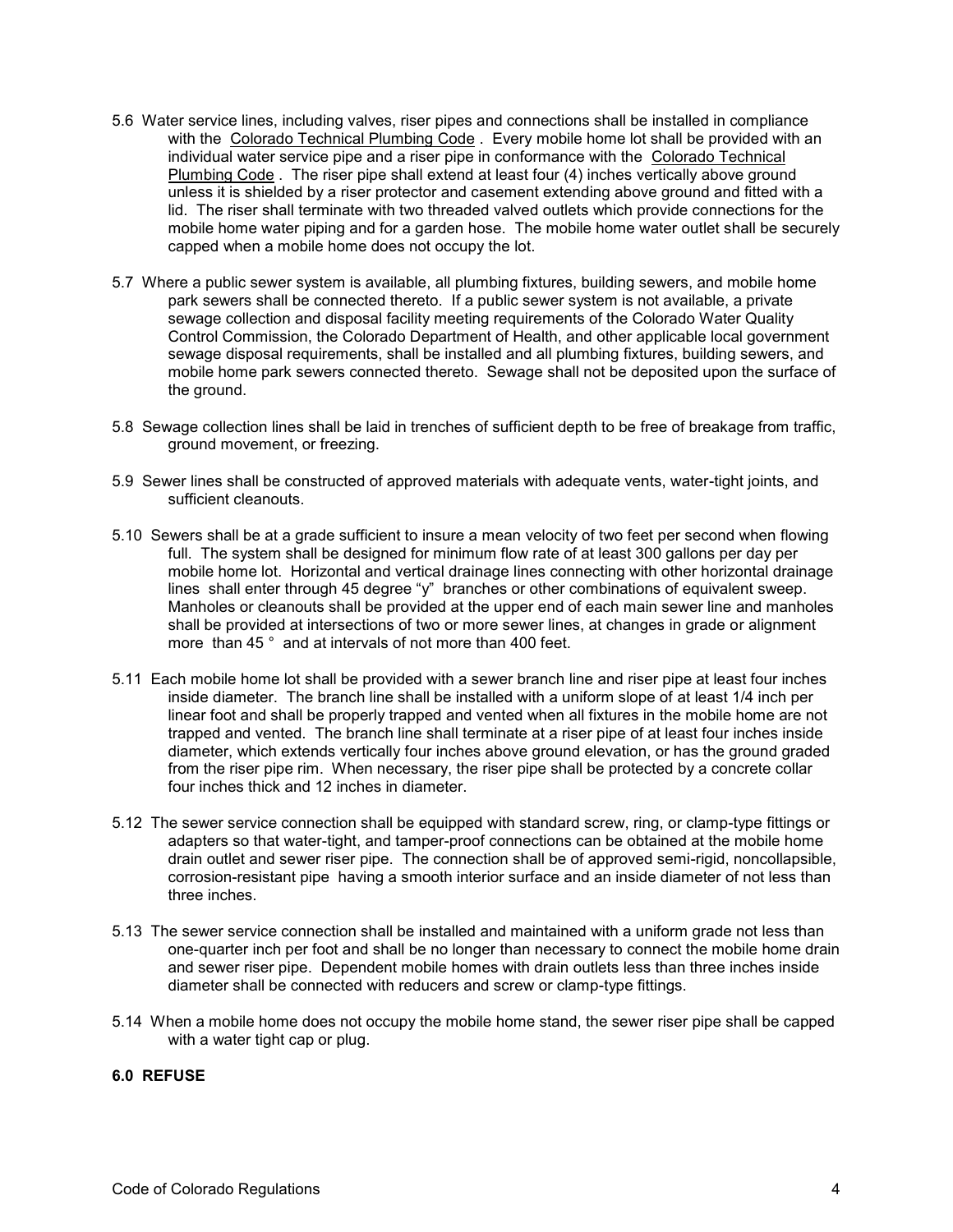5.6 Water service lines, including valves, riser pipes and connections shall be installed in compliance with the Colorado Technical Plumbing Code . Every mobile home lot shall be provided with an individual water service pipe and a riser pipe in conformance with the Colorado Technical Plumbing Code . The riser pipe shall extend at least four (4) inches vertically above ground unless it is shielded by a riser protector and casement extending above ground and fitted with a lid. The riser shall terminate with two threaded valved outlets which provide connections for the mobile home water piping and for a garden hose. The mobile home water outlet shall be securely capped when a mobile home does not occupy the lot.

5.7 Where a public sewer system is available, all plumbing fixtures, building sewers, and mobile home park sewers shall be connected thereto. If a public sewer system is not available, a private sewage collection and disposal facility meeting requirements of the Colorado Water Quality Control Commission, the Colorado Department of Health, and other applicable local government sewage disposal requirements, shall be installed and all plumbing fixtures, building sewers, and mobile home park sewers connected thereto. Sewage shall not be deposited upon the surface of the ground.

5.8 Sewage collection lines shall be laid in trenches of sufficient depth to be free of breakage from traffic, ground movement, or freezing.

5.9 Sewer lines shall be constructed of approved materials with adequate vents, water-tight joints, and sufficient cleanouts.

5.10 Sewers shall be at a grade sufficient to insure a mean velocity of two feet per second when flowing full. The system shall be designed for minimum flow rate of at least 300 gallons per day per mobile home lot. Horizontal and vertical drainage lines connecting with other horizontal drainage lines shall enter through 45 degree "y" branches or other combinations of equivalent sweep. Manholes or cleanouts shall be provided at the upper end of each main sewer line and manholes shall be provided at intersections of two or more sewer lines, at changes in grade or alignment more than 45 ° and at intervals of not more than 400 feet.

5.11 Each mobile home lot shall be provided with a sewer branch line and riser pipe at least four inches inside diameter. The branch line shall be installed with a uniform slope of at least 1/4 inch per linear foot and shall be properly trapped and vented when all fixtures in the mobile home are not trapped and vented. The branch line shall terminate at a riser pipe of at least four inches inside diameter, which extends vertically four inches above ground elevation, or has the ground graded from the riser pipe rim. When necessary, the riser pipe shall be protected by a concrete collar four inches thick and 12 inches in diameter.

5.12 The sewer service connection shall be equipped with standard screw, ring, or clamp-type fittings or adapters so that water-tight, and tamper-proof connections can be obtained at the mobile home drain outlet and sewer riser pipe. The connection shall be of approved semi-rigid, noncollapsible, corrosion-resistant pipe having a smooth interior surface and an inside diameter of not less than three inches.

5.13 The sewer service connection shall be installed and maintained with a uniform grade not less than one-quarter inch per foot and shall be no longer than necessary to connect the mobile home drain and sewer riser pipe. Dependent mobile homes with drain outlets less than three inches inside diameter shall be connected with reducers and screw or clamp-type fittings.

5.14 When a mobile home does not occupy the mobile home stand, the sewer riser pipe shall be capped with a water tight cap or plug.

**6.0 REFUSE**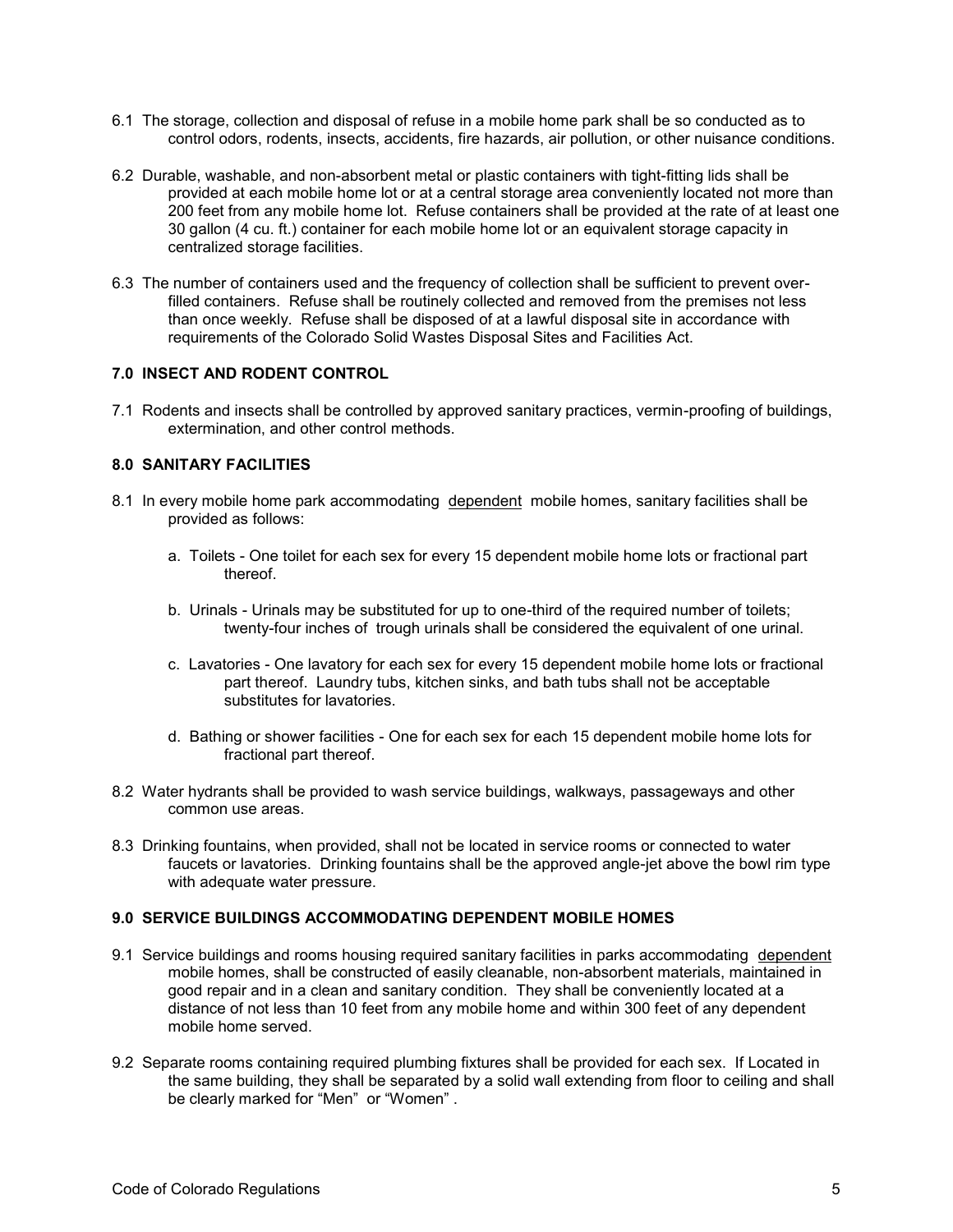6.1 The storage, collection and disposal of refuse in a mobile home park shall be so conducted as to control odors, rodents, insects, accidents, fire hazards, air pollution, or other nuisance conditions.

6.2 Durable, washable, and non-absorbent metal or plastic containers with tight-fitting lids shall be provided at each mobile home lot or at a central storage area conveniently located not more than 200 feet from any mobile home lot. Refuse containers shall be provided at the rate of at least one 30 gallon (4 cu. ft.) container for each mobile home lot or an equivalent storage capacity in centralized storage facilities.

6.3 The number of containers used and the frequency of collection shall be sufficient to prevent over-filled containers. Refuse shall be routinely collected and removed from the premises not less than once weekly. Refuse shall be disposed of at a lawful disposal site in accordance with requirements of the Colorado Solid Wastes Disposal Sites and Facilities Act.

### 7.0 INSECT AND RODENT CONTROL

7.1 Rodents and insects shall be controlled by approved sanitary practices, vermin-proofing of buildings, extermination, and other control methods.

### 8.0 SANITARY FACILITIES

8.1 In every mobile home park accommodating dependent mobile homes, sanitary facilities shall be provided as follows:

a. Toilets - One toilet for each sex for every 15 dependent mobile home lots or fractional part thereof.

b. Urinals - Urinals may be substituted for up to one-third of the required number of toilets; twenty-four inches of trough urinals shall be considered the equivalent of one urinal.

c. Lavatories - One lavatory for each sex for every 15 dependent mobile home lots or fractional part thereof. Laundry tubs, kitchen sinks, and bath tubs shall not be acceptable substitutes for lavatories.

d. Bathing or shower facilities - One for each sex for each 15 dependent mobile home lots for fractional part thereof.

8.2 Water hydrants shall be provided to wash service buildings, walkways, passageways and other common use areas.

8.3 Drinking fountains, when provided, shall not be located in service rooms or connected to water faucets or lavatories. Drinking fountains shall be the approved angle-jet above the bowl rim type with adequate water pressure.

### 9.0 SERVICE BUILDINGS ACCOMMODATING DEPENDENT MOBILE HOMES

9.1 Service buildings and rooms housing required sanitary facilities in parks accommodating dependent mobile homes, shall be constructed of easily cleanable, non-absorbent materials, maintained in good repair and in a clean and sanitary condition. They shall be conveniently located at a distance of not less than 10 feet from any mobile home and within 300 feet of any dependent mobile home served.

9.2 Separate rooms containing required plumbing fixtures shall be provided for each sex. If Located in the same building, they shall be separated by a solid wall extending from floor to ceiling and shall be clearly marked for "Men" or "Women" .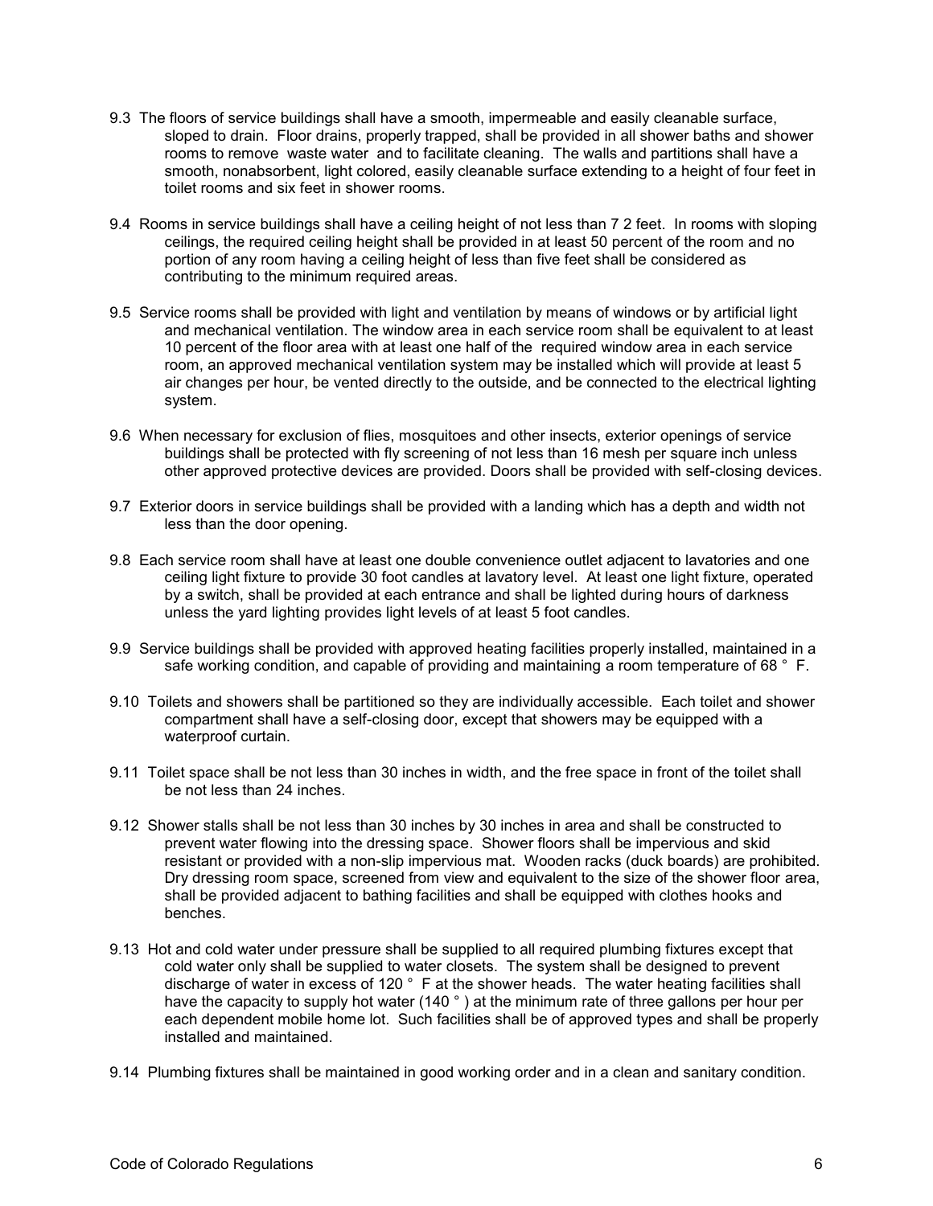9.3 The floors of service buildings shall have a smooth, impermeable and easily cleanable surface, sloped to drain. Floor drains, properly trapped, shall be provided in all shower baths and shower rooms to remove waste water and to facilitate cleaning. The walls and partitions shall have a smooth, nonabsorbent, light colored, easily cleanable surface extending to a height of four feet in toilet rooms and six feet in shower rooms.

9.4 Rooms in service buildings shall have a ceiling height of not less than 7 2 feet. In rooms with sloping ceilings, the required ceiling height shall be provided in at least 50 percent of the room and no portion of any room having a ceiling height of less than five feet shall be considered as contributing to the minimum required areas.

9.5 Service rooms shall be provided with light and ventilation by means of windows or by artificial light and mechanical ventilation. The window area in each service room shall be equivalent to at least 10 percent of the floor area with at least one half of the required window area in each service room, an approved mechanical ventilation system may be installed which will provide at least 5 air changes per hour, be vented directly to the outside, and be connected to the electrical lighting system.

9.6 When necessary for exclusion of flies, mosquitoes and other insects, exterior openings of service buildings shall be protected with fly screening of not less than 16 mesh per square inch unless other approved protective devices are provided. Doors shall be provided with self-closing devices.

9.7 Exterior doors in service buildings shall be provided with a landing which has a depth and width not less than the door opening.

9.8 Each service room shall have at least one double convenience outlet adjacent to lavatories and one ceiling light fixture to provide 30 foot candles at lavatory level. At least one light fixture, operated by a switch, shall be provided at each entrance and shall be lighted during hours of darkness unless the yard lighting provides light levels of at least 5 foot candles.

9.9 Service buildings shall be provided with approved heating facilities properly installed, maintained in a safe working condition, and capable of providing and maintaining a room temperature of 68 ° F.

9.10 Toilets and showers shall be partitioned so they are individually accessible. Each toilet and shower compartment shall have a self-closing door, except that showers may be equipped with a waterproof curtain.

9.11 Toilet space shall be not less than 30 inches in width, and the free space in front of the toilet shall be not less than 24 inches.

9.12 Shower stalls shall be not less than 30 inches by 30 inches in area and shall be constructed to prevent water flowing into the dressing space. Shower floors shall be impervious and skid resistant or provided with a non-slip impervious mat. Wooden racks (duck boards) are prohibited. Dry dressing room space, screened from view and equivalent to the size of the shower floor area, shall be provided adjacent to bathing facilities and shall be equipped with clothes hooks and benches.

9.13 Hot and cold water under pressure shall be supplied to all required plumbing fixtures except that cold water only shall be supplied to water closets. The system shall be designed to prevent discharge of water in excess of 120 ° F at the shower heads. The water heating facilities shall have the capacity to supply hot water (140 ° ) at the minimum rate of three gallons per hour per each dependent mobile home lot. Such facilities shall be of approved types and shall be properly installed and maintained.

9.14 Plumbing fixtures shall be maintained in good working order and in a clean and sanitary condition.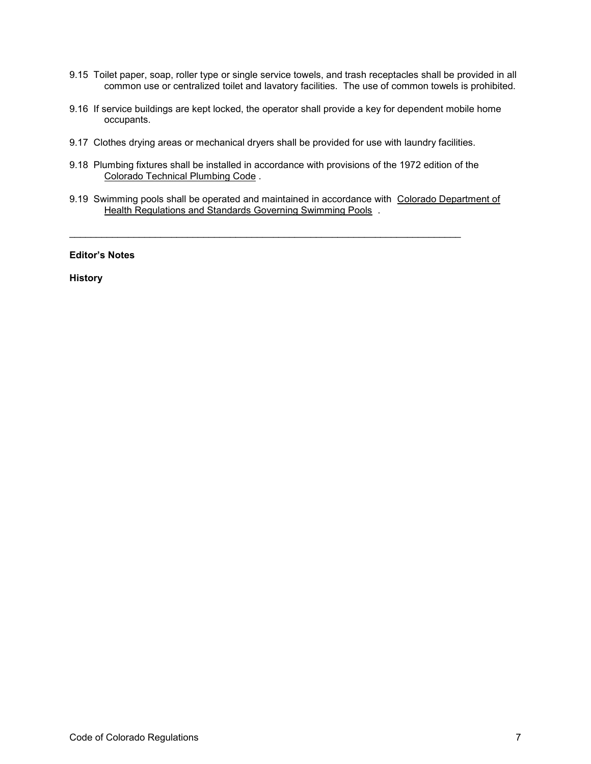9.15 Toilet paper, soap, roller type or single service towels, and trash receptacles shall be provided in all common use or centralized toilet and lavatory facilities. The use of common towels is prohibited.

9.16 If service buildings are kept locked, the operator shall provide a key for dependent mobile home occupants.

9.17 Clothes drying areas or mechanical dryers shall be provided for use with laundry facilities.

9.18 Plumbing fixtures shall be installed in accordance with provisions of the 1972 edition of the Colorado Technical Plumbing Code .

9.19 Swimming pools shall be operated and maintained in accordance with Colorado Department of Health Regulations and Standards Governing Swimming Pools .

---

**Editor's Notes**

**History**